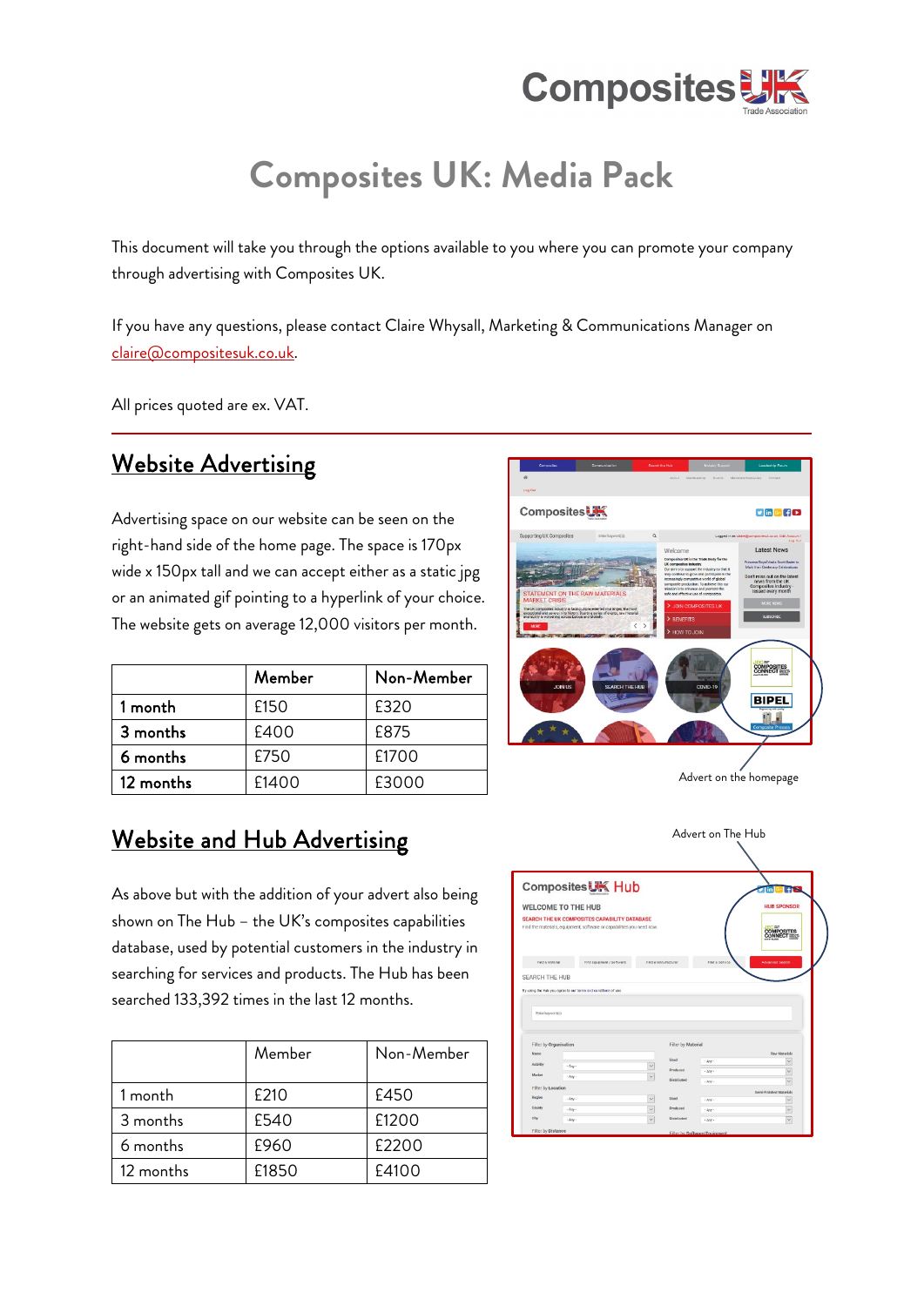# Composites UK: Media Pack

This document will take you through the options available to you where you can promote your company through advertising with Composites UK.

If you have any questions, please contact Claire Whysall, Marketing & Communications Manager on claire@compositesuk.co.uk.

All prices quoted are ex. VAT.

## Website Advertising

Advertising space on our website can be seen on the right-hand side of the home page. The space is 170px wide x 150px tall and we can accept either as a static jpg or an animated gif pointing to a hyperlink of your choice. The website gets on average 12,000 visitors per month.

| | Member | Non-Member |
|---|---|---|
| **1 month** | £150 | £320 |
| **3 months** | £400 | £875 |
| **6 months** | £750 | £1700 |
| **12 months** | £1400 | £3000 |

Advert on the homepage

## Website and Hub Advertising

As above but with the addition of your advert also being shown on The Hub – the UK's composites capabilities database, used by potential customers in the industry in searching for services and products. The Hub has been searched 133,392 times in the last 12 months.

Advert on The Hub

| | Member | Non-Member |
|---|---|---|
| 1 month | £210 | £450 |
| 3 months | £540 | £1200 |
| 6 months | £960 | £2200 |
| 12 months | £1850 | £4100 |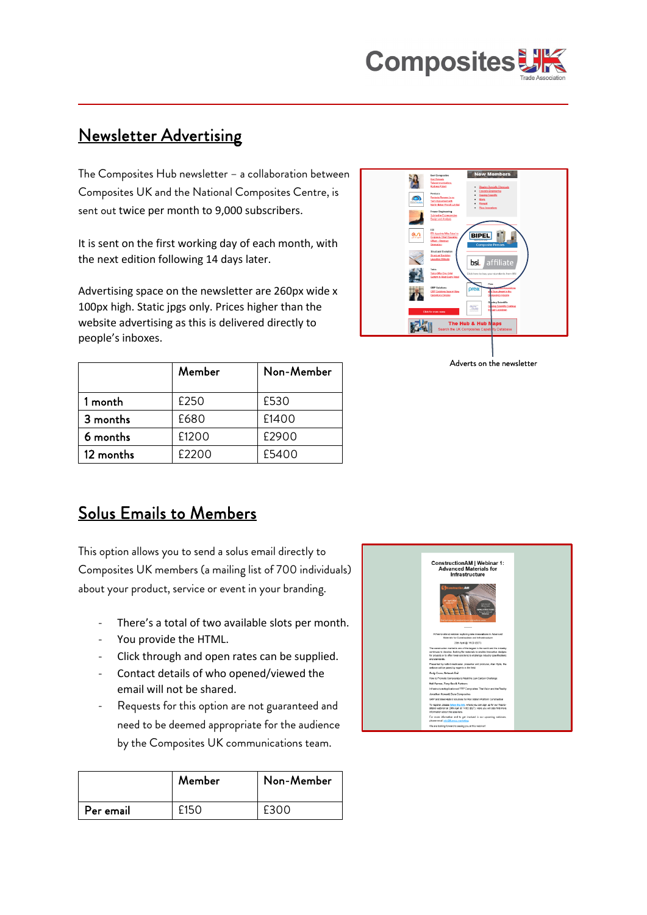## Newsletter Advertising

The Composites Hub newsletter – a collaboration between Composites UK and the National Composites Centre, is sent out twice per month to 9,000 subscribers.

It is sent on the first working day of each month, with the next edition following 14 days later.

Advertising space on the newsletter are 260px wide x 100px high. Static jpgs only. Prices higher than the website advertising as this is delivered directly to people's inboxes.

| | Member | Non-Member |
|---|---|---|
| 1 month | £250 | £530 |
| 3 months | £680 | £1400 |
| 6 months | £1200 | £2900 |
| 12 months | £2200 | £5400 |

Adverts on the newsletter

## Solus Emails to Members

This option allows you to send a solus email directly to Composites UK members (a mailing list of 700 individuals) about your product, service or event in your branding.

- There's a total of two available slots per month.
- You provide the HTML.
- Click through and open rates can be supplied.
- Contact details of who opened/viewed the email will not be shared.
- Requests for this option are not guaranteed and need to be deemed appropriate for the audience by the Composites UK communications team.

| | Member | Non-Member |
|---|---|---|
| Per email | £150 | £300 |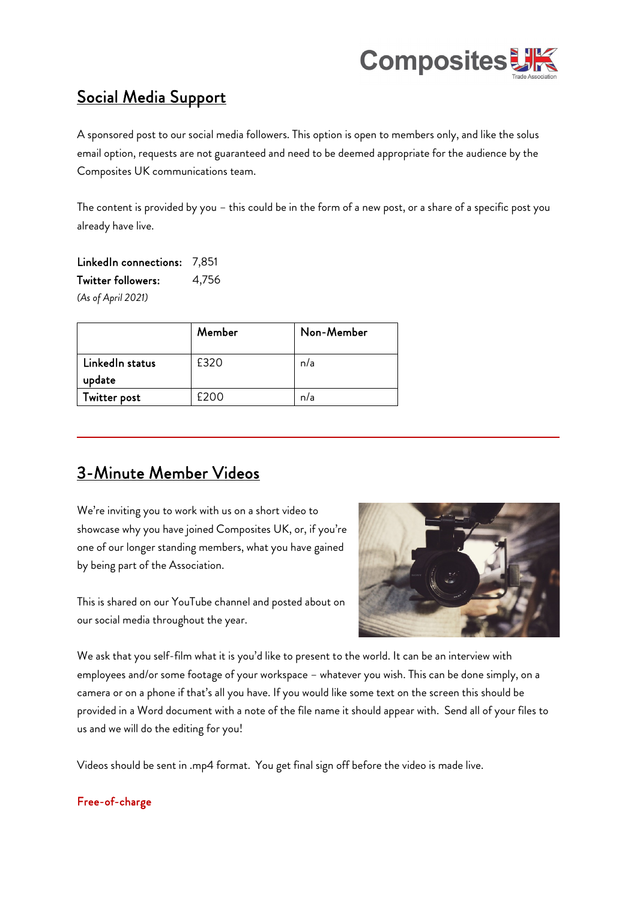## Social Media Support

A sponsored post to our social media followers. This option is open to members only, and like the solus email option, requests are not guaranteed and need to be deemed appropriate for the audience by the Composites UK communications team.

The content is provided by you – this could be in the form of a new post, or a share of a specific post you already have live.

**LinkedIn connections:** 7,851
**Twitter followers:** 4,756
*(As of April 2021)*

| | Member | Non-Member |
|---|---|---|
| LinkedIn status update | £320 | n/a |
| Twitter post | £200 | n/a |

---

## 3-Minute Member Videos

We're inviting you to work with us on a short video to showcase why you have joined Composites UK, or, if you're one of our longer standing members, what you have gained by being part of the Association.

This is shared on our YouTube channel and posted about on our social media throughout the year.

We ask that you self-film what it is you'd like to present to the world. It can be an interview with employees and/or some footage of your workspace – whatever you wish. This can be done simply, on a camera or on a phone if that's all you have. If you would like some text on the screen this should be provided in a Word document with a note of the file name it should appear with. Send all of your files to us and we will do the editing for you!

Videos should be sent in .mp4 format. You get final sign off before the video is made live.

**Free-of-charge**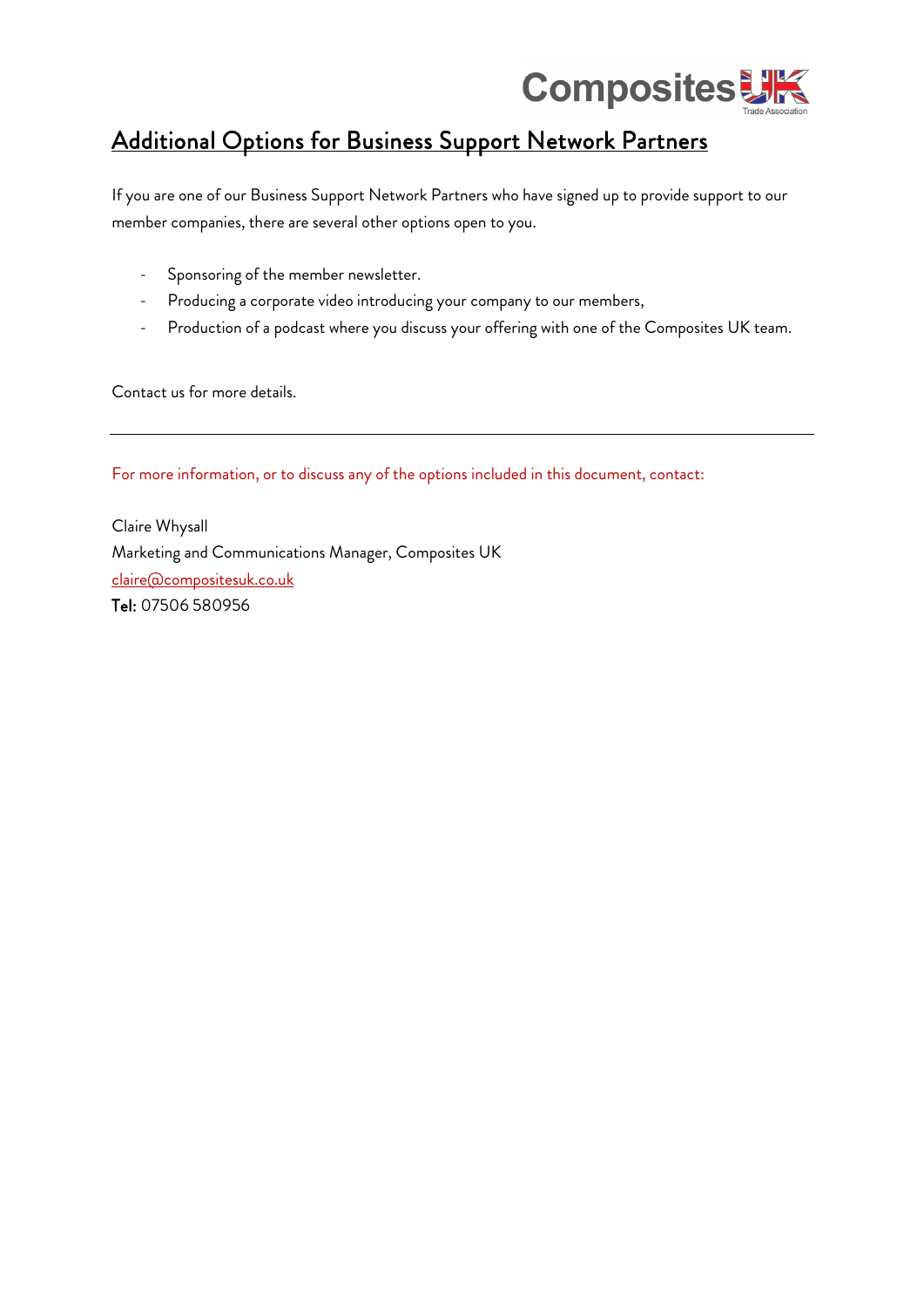## Additional Options for Business Support Network Partners

If you are one of our Business Support Network Partners who have signed up to provide support to our member companies, there are several other options open to you.

- Sponsoring of the member newsletter.
- Producing a corporate video introducing your company to our members,
- Production of a podcast where you discuss your offering with one of the Composites UK team.

Contact us for more details.

---

For more information, or to discuss any of the options included in this document, contact:

Claire Whysall
Marketing and Communications Manager, Composites UK
claire@compositesuk.co.uk
**Tel:** 07506 580956